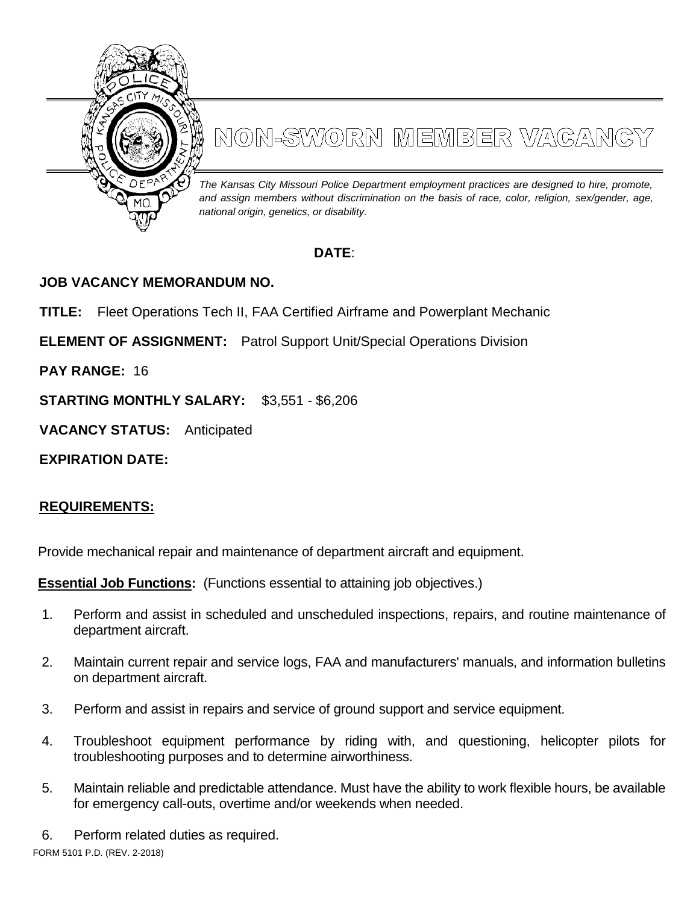# NON-SWORN MEMBER VACANCY

*The Kansas City Missouri Police Department employment practices are designed to hire, promote, and assign members without discrimination on the basis of race, color, religion, sex/gender, age, national origin, genetics, or disability.*

**DATE**:

**JOB VACANCY MEMORANDUM NO.**

**TITLE:** Fleet Operations Tech II, FAA Certified Airframe and Powerplant Mechanic

**ELEMENT OF ASSIGNMENT:** Patrol Support Unit/Special Operations Division

**PAY RANGE:** 16

**STARTING MONTHLY SALARY:** $3,551 - $6,206

**VACANCY STATUS:** Anticipated

**EXPIRATION DATE:**

## REQUIREMENTS:

Provide mechanical repair and maintenance of department aircraft and equipment.

**Essential Job Functions:** (Functions essential to attaining job objectives.)

1. Perform and assist in scheduled and unscheduled inspections, repairs, and routine maintenance of department aircraft.
2. Maintain current repair and service logs, FAA and manufacturers' manuals, and information bulletins on department aircraft.
3. Perform and assist in repairs and service of ground support and service equipment.
4. Troubleshoot equipment performance by riding with, and questioning, helicopter pilots for troubleshooting purposes and to determine airworthiness.
5. Maintain reliable and predictable attendance. Must have the ability to work flexible hours, be available for emergency call-outs, overtime and/or weekends when needed.
6. Perform related duties as required.

FORM 5101 P.D. (REV. 2-2018)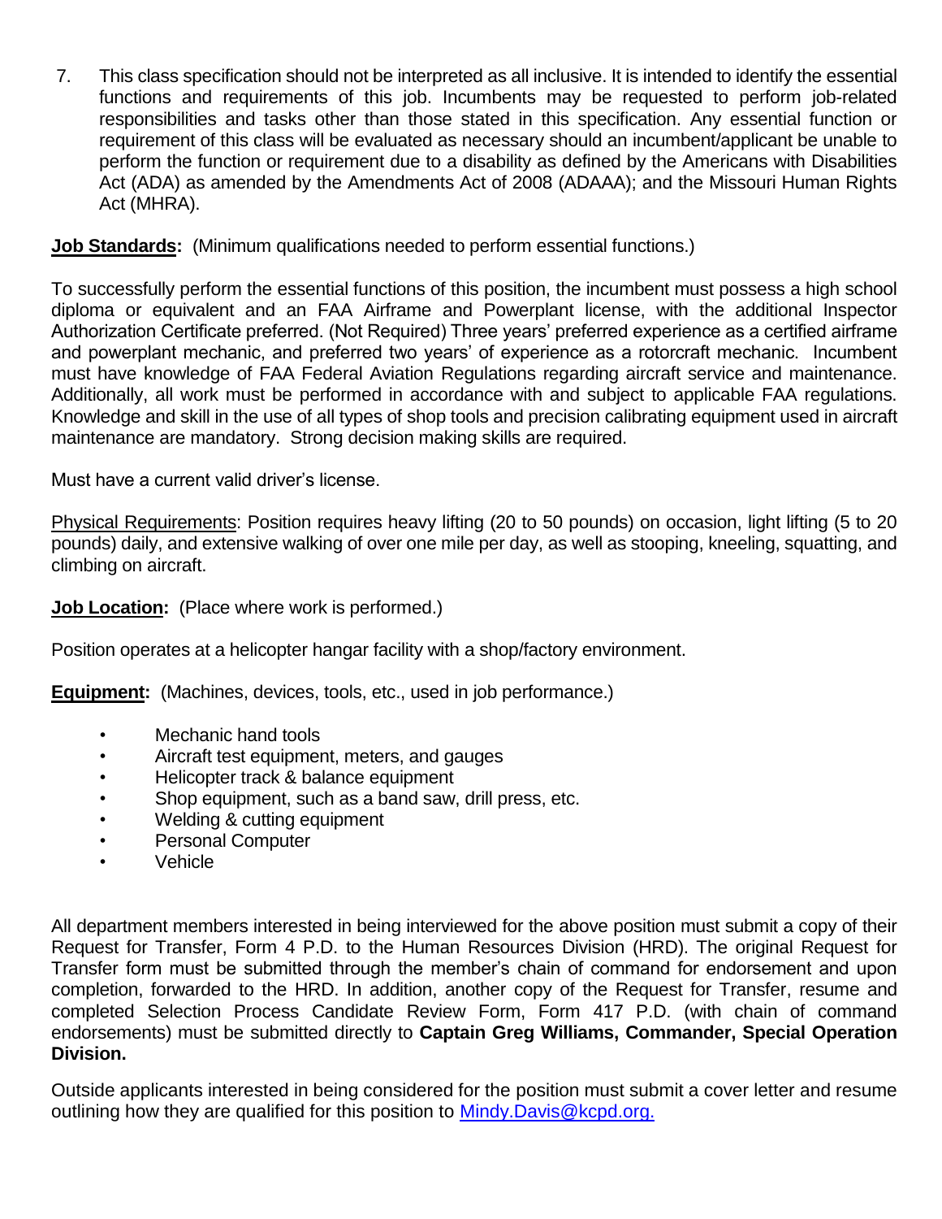7. This class specification should not be interpreted as all inclusive. It is intended to identify the essential functions and requirements of this job. Incumbents may be requested to perform job-related responsibilities and tasks other than those stated in this specification. Any essential function or requirement of this class will be evaluated as necessary should an incumbent/applicant be unable to perform the function or requirement due to a disability as defined by the Americans with Disabilities Act (ADA) as amended by the Amendments Act of 2008 (ADAAA); and the Missouri Human Rights Act (MHRA).

**Job Standards:** (Minimum qualifications needed to perform essential functions.)

To successfully perform the essential functions of this position, the incumbent must possess a high school diploma or equivalent and an FAA Airframe and Powerplant license, with the additional Inspector Authorization Certificate preferred. (Not Required) Three years' preferred experience as a certified airframe and powerplant mechanic, and preferred two years' of experience as a rotorcraft mechanic. Incumbent must have knowledge of FAA Federal Aviation Regulations regarding aircraft service and maintenance. Additionally, all work must be performed in accordance with and subject to applicable FAA regulations. Knowledge and skill in the use of all types of shop tools and precision calibrating equipment used in aircraft maintenance are mandatory. Strong decision making skills are required.

Must have a current valid driver's license.

Physical Requirements: Position requires heavy lifting (20 to 50 pounds) on occasion, light lifting (5 to 20 pounds) daily, and extensive walking of over one mile per day, as well as stooping, kneeling, squatting, and climbing on aircraft.

**Job Location:** (Place where work is performed.)

Position operates at a helicopter hangar facility with a shop/factory environment.

**Equipment:** (Machines, devices, tools, etc., used in job performance.)

- Mechanic hand tools
- Aircraft test equipment, meters, and gauges
- Helicopter track & balance equipment
- Shop equipment, such as a band saw, drill press, etc.
- Welding & cutting equipment
- Personal Computer
- Vehicle

All department members interested in being interviewed for the above position must submit a copy of their Request for Transfer, Form 4 P.D. to the Human Resources Division (HRD). The original Request for Transfer form must be submitted through the member's chain of command for endorsement and upon completion, forwarded to the HRD. In addition, another copy of the Request for Transfer, resume and completed Selection Process Candidate Review Form, Form 417 P.D. (with chain of command endorsements) must be submitted directly to **Captain Greg Williams, Commander, Special Operation Division.**

Outside applicants interested in being considered for the position must submit a cover letter and resume outlining how they are qualified for this position to [Mindy.Davis@kcpd.org.](mailto:Mindy.Davis@kcpd.org)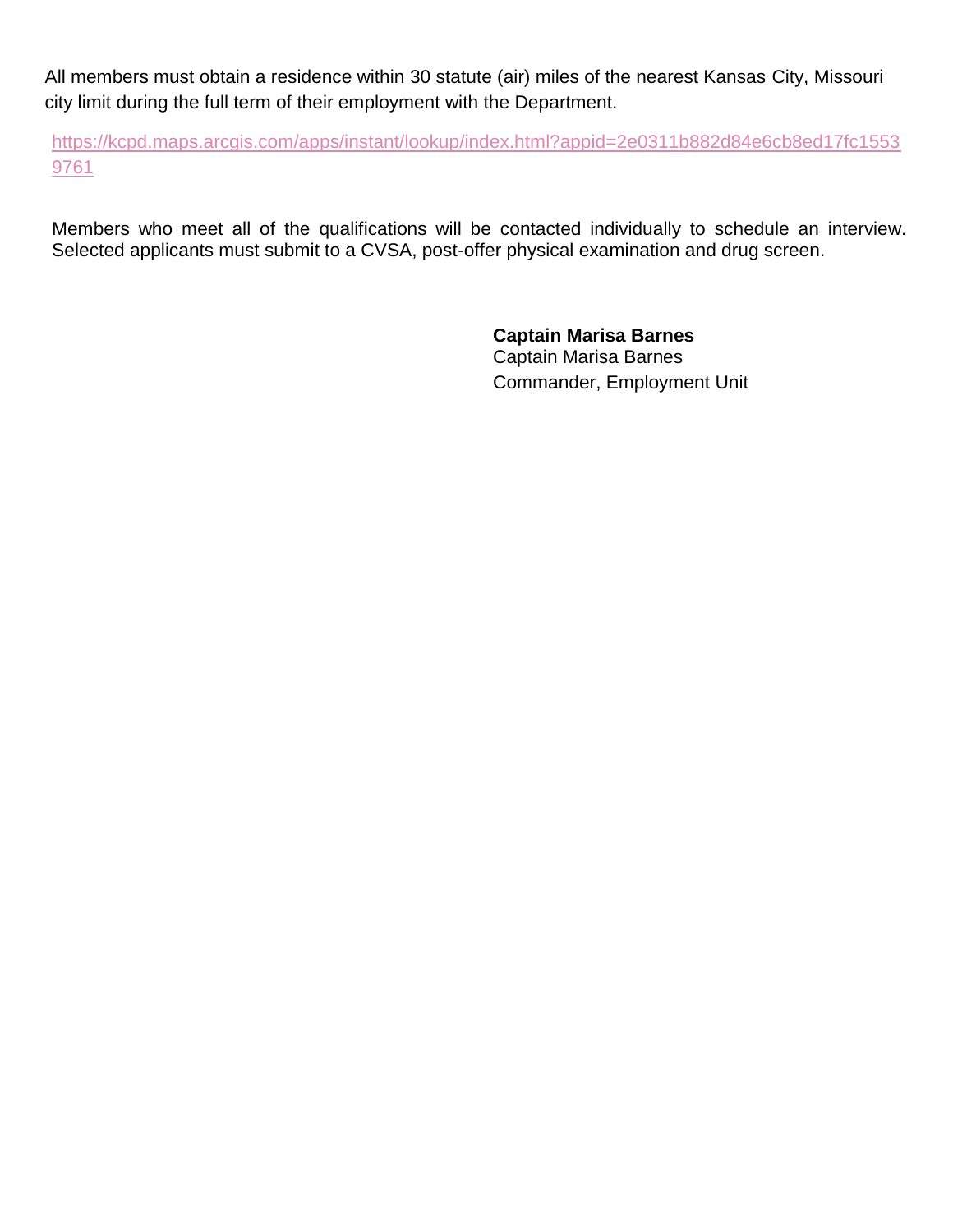All members must obtain a residence within 30 statute (air) miles of the nearest Kansas City, Missouri city limit during the full term of their employment with the Department.

https://kcpd.maps.arcgis.com/apps/instant/lookup/index.html?appid=2e0311b882d84e6cb8ed17fc15539761

Members who meet all of the qualifications will be contacted individually to schedule an interview. Selected applicants must submit to a CVSA, post-offer physical examination and drug screen.

**Captain Marisa Barnes**
Captain Marisa Barnes
Commander, Employment Unit